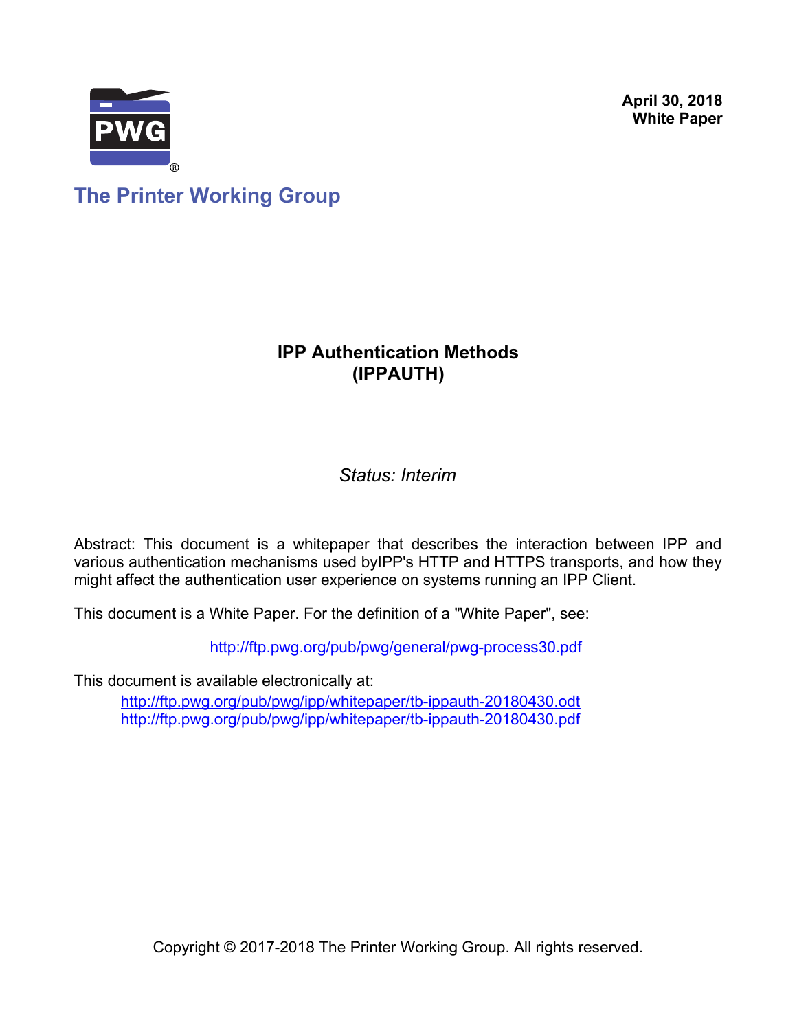April 30, 2018
**White Paper**

**The Printer Working Group**

# IPP Authentication Methods (IPPAUTH)

*Status: Interim*

Abstract: This document is a whitepaper that describes the interaction between IPP and various authentication mechanisms used byIPP's HTTP and HTTPS transports, and how they might affect the authentication user experience on systems running an IPP Client.

This document is a White Paper. For the definition of a "White Paper", see:

http://ftp.pwg.org/pub/pwg/general/pwg-process30.pdf

This document is available electronically at:

http://ftp.pwg.org/pub/pwg/ipp/whitepaper/tb-ippauth-20180430.odt
http://ftp.pwg.org/pub/pwg/ipp/whitepaper/tb-ippauth-20180430.pdf

Copyright © 2017-2018 The Printer Working Group. All rights reserved.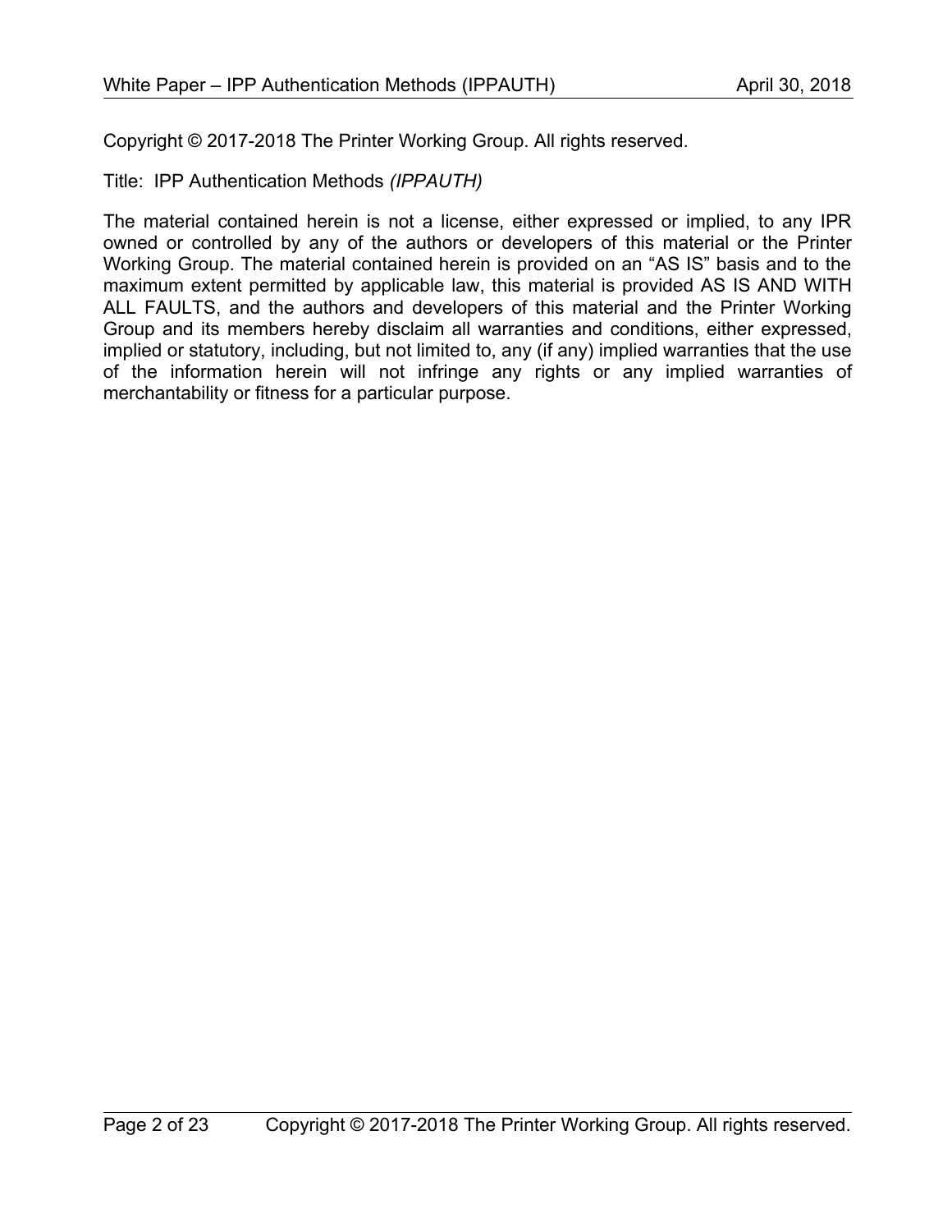Copyright © 2017-2018 The Printer Working Group. All rights reserved.

Title: IPP Authentication Methods *(IPPAUTH)*

The material contained herein is not a license, either expressed or implied, to any IPR owned or controlled by any of the authors or developers of this material or the Printer Working Group. The material contained herein is provided on an "AS IS" basis and to the maximum extent permitted by applicable law, this material is provided AS IS AND WITH ALL FAULTS, and the authors and developers of this material and the Printer Working Group and its members hereby disclaim all warranties and conditions, either expressed, implied or statutory, including, but not limited to, any (if any) implied warranties that the use of the information herein will not infringe any rights or any implied warranties of merchantability or fitness for a particular purpose.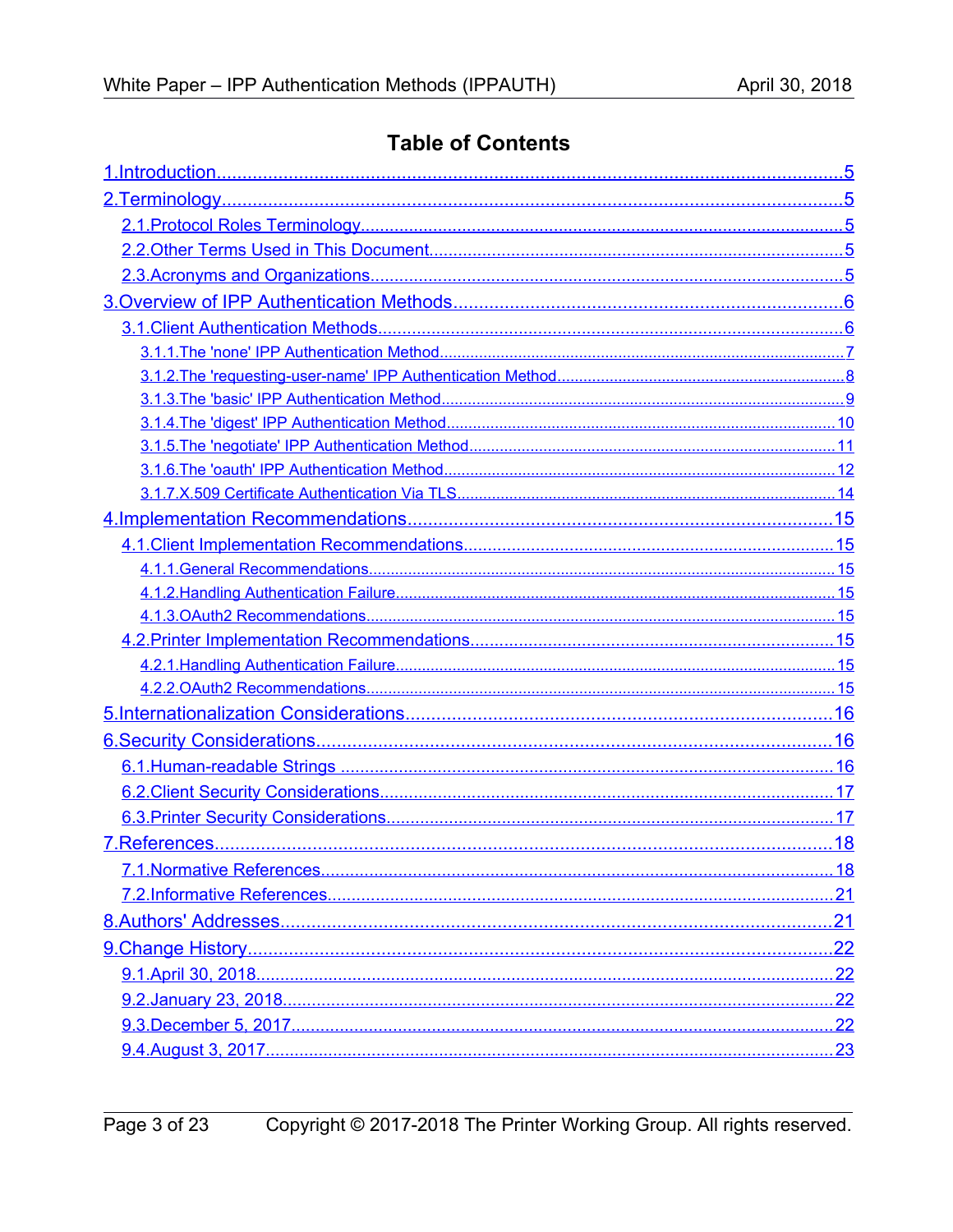# Table of Contents

1. Introduction ... 5
2. Terminology ... 5
   - 2.1. Protocol Roles Terminology ... 5
   - 2.2. Other Terms Used in This Document ... 5
   - 2.3. Acronyms and Organizations ... 5
3. Overview of IPP Authentication Methods ... 6
   - 3.1. Client Authentication Methods ... 6
     - 3.1.1. The 'none' IPP Authentication Method ... 7
     - 3.1.2. The 'requesting-user-name' IPP Authentication Method ... 8
     - 3.1.3. The 'basic' IPP Authentication Method ... 9
     - 3.1.4. The 'digest' IPP Authentication Method ... 10
     - 3.1.5. The 'negotiate' IPP Authentication Method ... 11
     - 3.1.6. The 'oauth' IPP Authentication Method ... 12
     - 3.1.7. X.509 Certificate Authentication Via TLS ... 14
4. Implementation Recommendations ... 15
   - 4.1. Client Implementation Recommendations ... 15
     - 4.1.1. General Recommendations ... 15
     - 4.1.2. Handling Authentication Failure ... 15
     - 4.1.3. OAuth2 Recommendations ... 15
   - 4.2. Printer Implementation Recommendations ... 15
     - 4.2.1. Handling Authentication Failure ... 15
     - 4.2.2. OAuth2 Recommendations ... 15
5. Internationalization Considerations ... 16
6. Security Considerations ... 16
   - 6.1. Human-readable Strings ... 16
   - 6.2. Client Security Considerations ... 17
   - 6.3. Printer Security Considerations ... 17
7. References ... 18
   - 7.1. Normative References ... 18
   - 7.2. Informative References ... 21
8. Authors' Addresses ... 21
9. Change History ... 22
   - 9.1. April 30, 2018 ... 22
   - 9.2. January 23, 2018 ... 22
   - 9.3. December 5, 2017 ... 22
   - 9.4. August 3, 2017 ... 23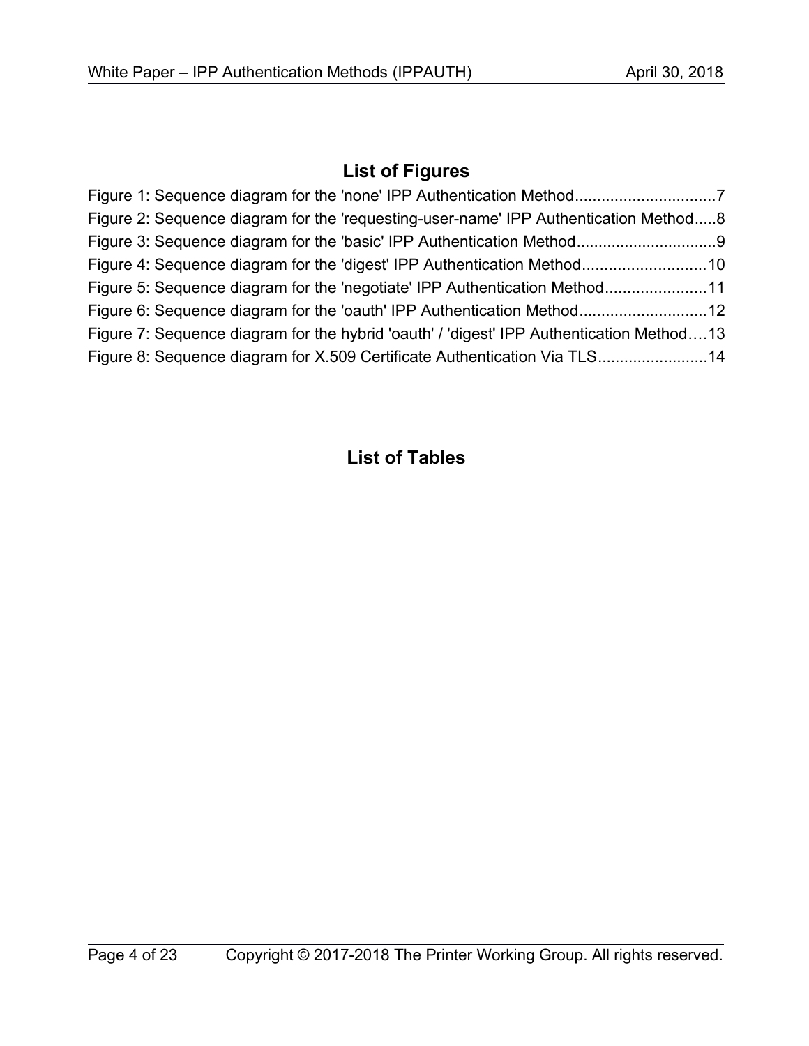## List of Figures

Figure 1: Sequence diagram for the 'none' IPP Authentication Method................................7
Figure 2: Sequence diagram for the 'requesting-user-name' IPP Authentication Method.....8
Figure 3: Sequence diagram for the 'basic' IPP Authentication Method................................9
Figure 4: Sequence diagram for the 'digest' IPP Authentication Method............................10
Figure 5: Sequence diagram for the 'negotiate' IPP Authentication Method.......................11
Figure 6: Sequence diagram for the 'oauth' IPP Authentication Method.............................12
Figure 7: Sequence diagram for the hybrid 'oauth' / 'digest' IPP Authentication Method....13
Figure 8: Sequence diagram for X.509 Certificate Authentication Via TLS.........................14

## List of Tables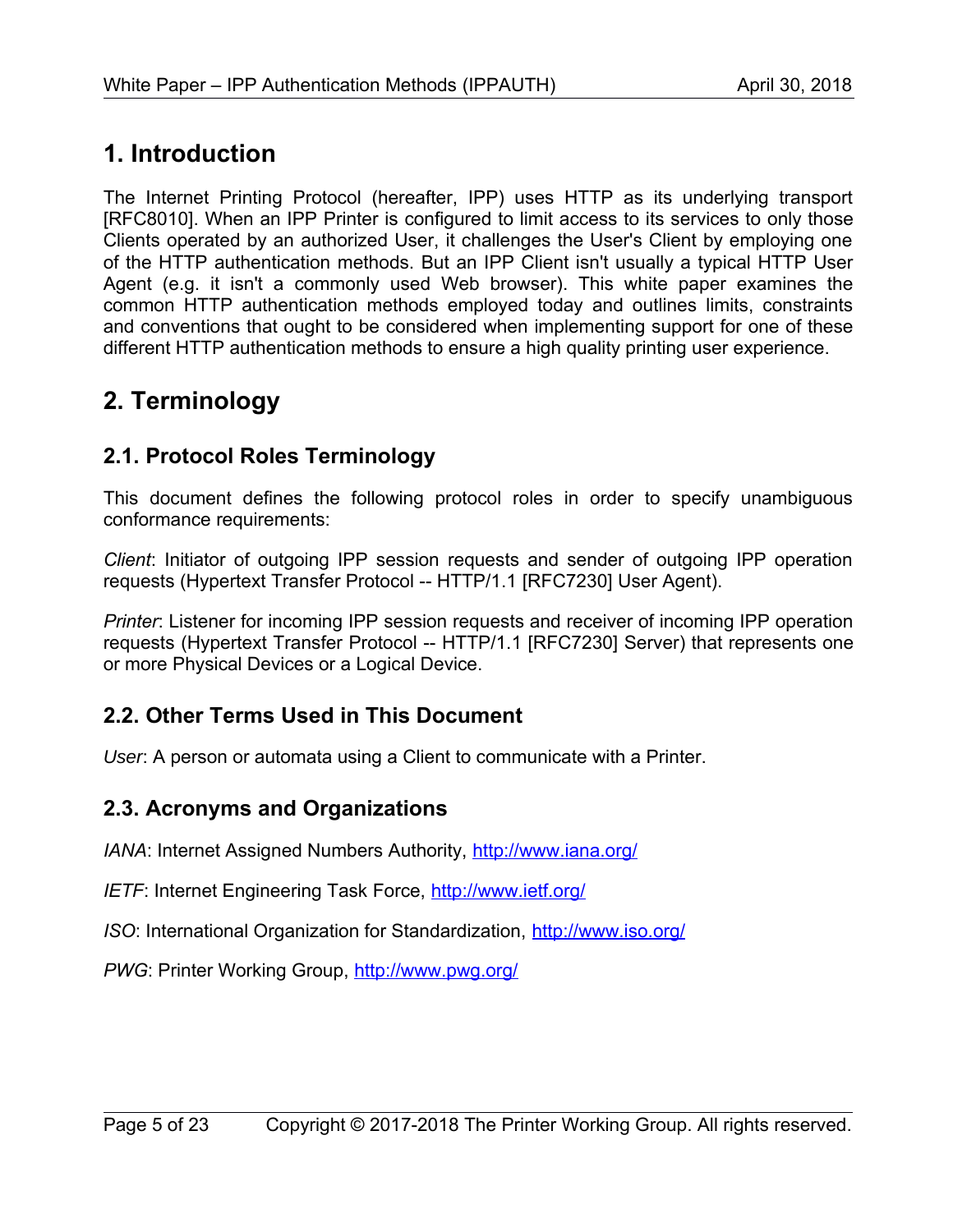# 1. Introduction

The Internet Printing Protocol (hereafter, IPP) uses HTTP as its underlying transport [RFC8010]. When an IPP Printer is configured to limit access to its services to only those Clients operated by an authorized User, it challenges the User's Client by employing one of the HTTP authentication methods. But an IPP Client isn't usually a typical HTTP User Agent (e.g. it isn't a commonly used Web browser). This white paper examines the common HTTP authentication methods employed today and outlines limits, constraints and conventions that ought to be considered when implementing support for one of these different HTTP authentication methods to ensure a high quality printing user experience.

# 2. Terminology

## 2.1. Protocol Roles Terminology

This document defines the following protocol roles in order to specify unambiguous conformance requirements:

*Client*: Initiator of outgoing IPP session requests and sender of outgoing IPP operation requests (Hypertext Transfer Protocol -- HTTP/1.1 [RFC7230] User Agent).

*Printer*: Listener for incoming IPP session requests and receiver of incoming IPP operation requests (Hypertext Transfer Protocol -- HTTP/1.1 [RFC7230] Server) that represents one or more Physical Devices or a Logical Device.

## 2.2. Other Terms Used in This Document

*User*: A person or automata using a Client to communicate with a Printer.

## 2.3. Acronyms and Organizations

*IANA*: Internet Assigned Numbers Authority, http://www.iana.org/

*IETF*: Internet Engineering Task Force, http://www.ietf.org/

*ISO*: International Organization for Standardization, http://www.iso.org/

*PWG*: Printer Working Group, http://www.pwg.org/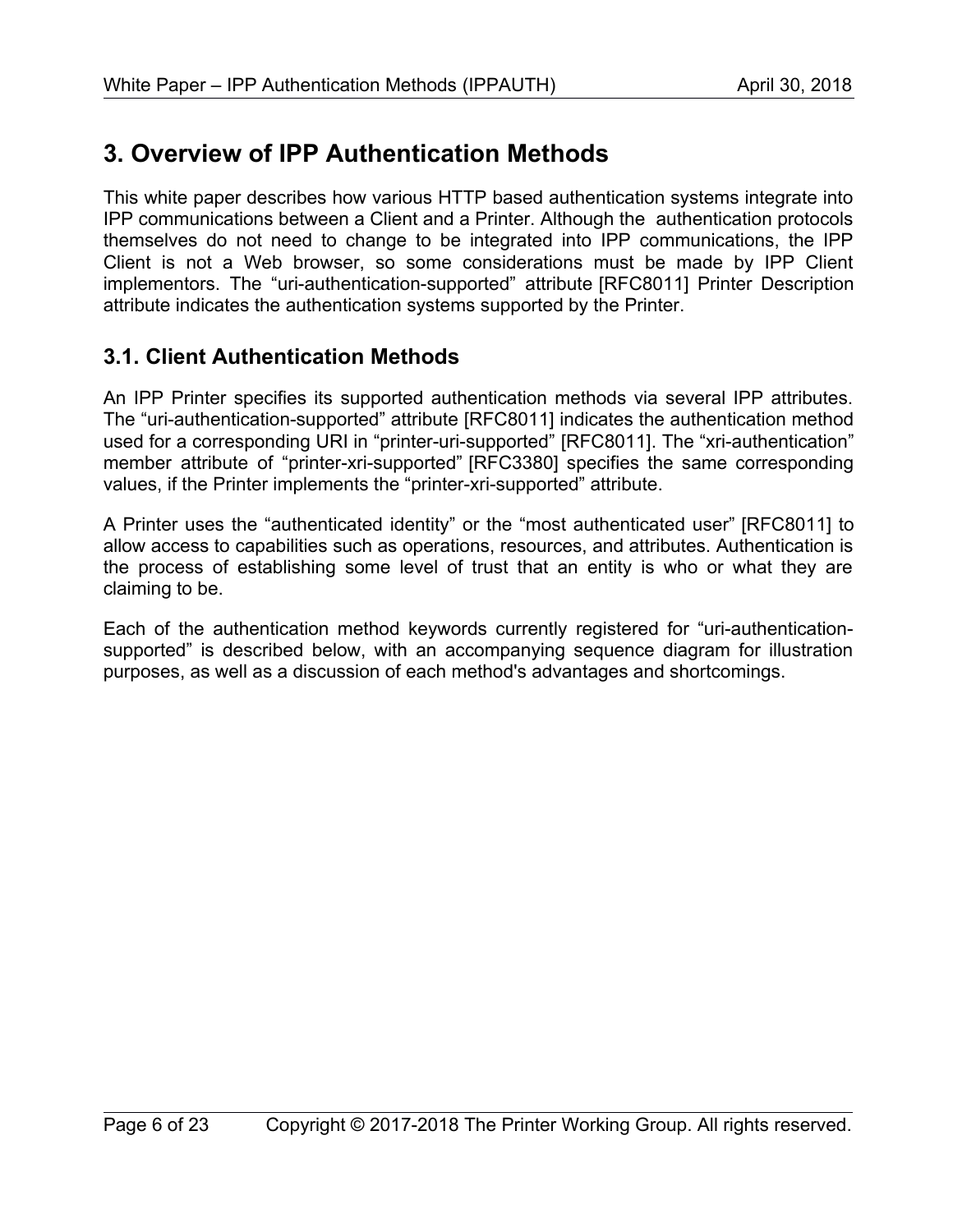# 3. Overview of IPP Authentication Methods

This white paper describes how various HTTP based authentication systems integrate into IPP communications between a Client and a Printer. Although the authentication protocols themselves do not need to change to be integrated into IPP communications, the IPP Client is not a Web browser, so some considerations must be made by IPP Client implementors. The “uri-authentication-supported” attribute [RFC8011] Printer Description attribute indicates the authentication systems supported by the Printer.

## 3.1. Client Authentication Methods

An IPP Printer specifies its supported authentication methods via several IPP attributes. The “uri-authentication-supported” attribute [RFC8011] indicates the authentication method used for a corresponding URI in “printer-uri-supported” [RFC8011]. The “xri-authentication” member attribute of “printer-xri-supported” [RFC3380] specifies the same corresponding values, if the Printer implements the “printer-xri-supported” attribute.

A Printer uses the “authenticated identity” or the “most authenticated user” [RFC8011] to allow access to capabilities such as operations, resources, and attributes. Authentication is the process of establishing some level of trust that an entity is who or what they are claiming to be.

Each of the authentication method keywords currently registered for “uri-authentication-supported” is described below, with an accompanying sequence diagram for illustration purposes, as well as a discussion of each method's advantages and shortcomings.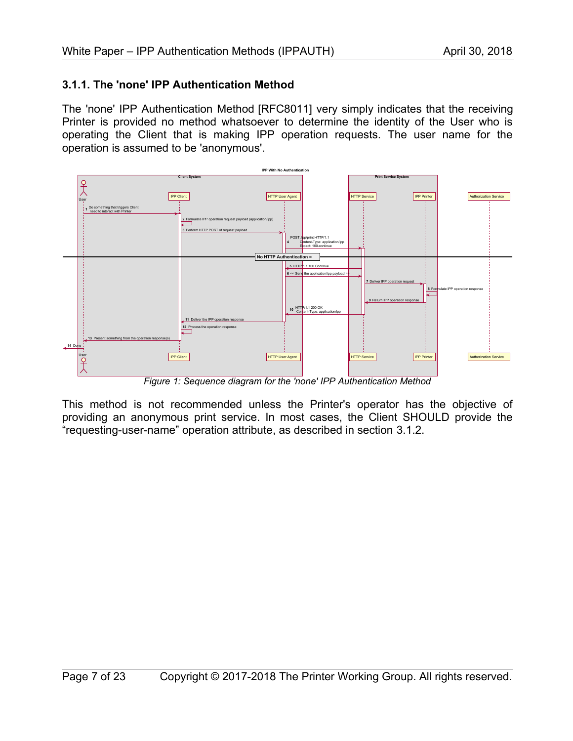### 3.1.1. The 'none' IPP Authentication Method

The 'none' IPP Authentication Method [RFC8011] very simply indicates that the receiving Printer is provided no method whatsoever to determine the identity of the User who is operating the Client that is making IPP operation requests. The user name for the operation is assumed to be 'anonymous'.

*Figure 1: Sequence diagram for the 'none' IPP Authentication Method*

This method is not recommended unless the Printer's operator has the objective of providing an anonymous print service. In most cases, the Client SHOULD provide the “requesting-user-name” operation attribute, as described in section 3.1.2.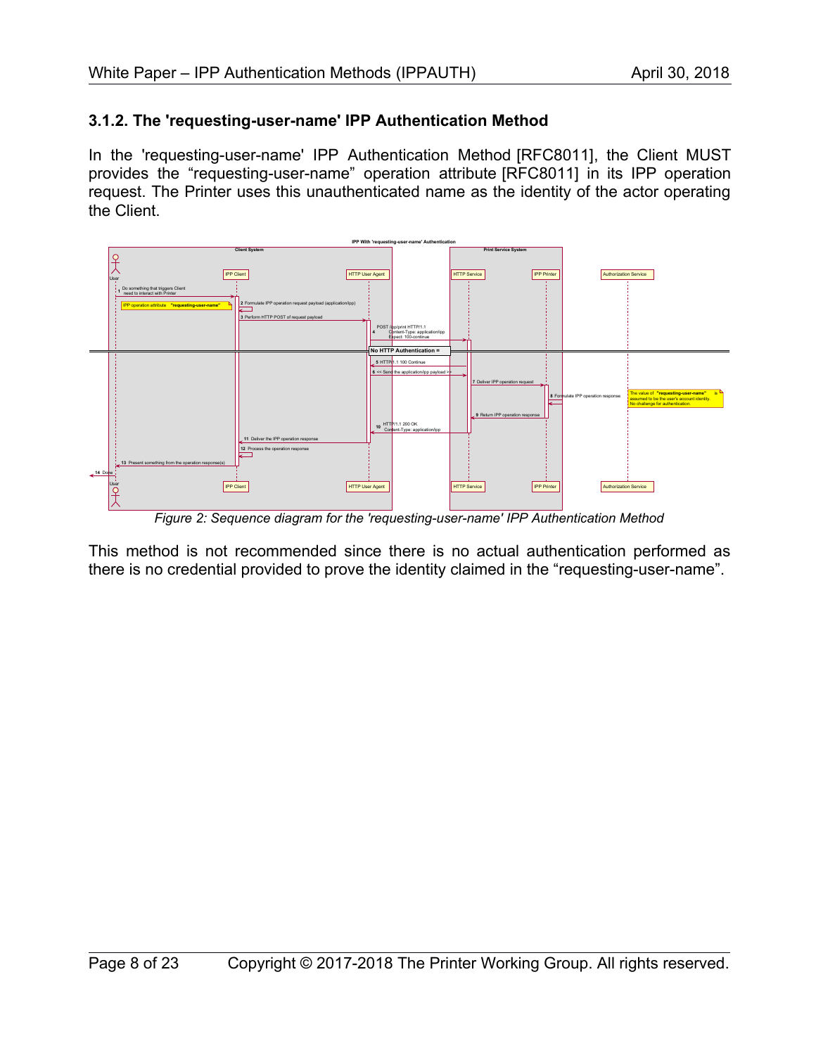### 3.1.2. The 'requesting-user-name' IPP Authentication Method

In the 'requesting-user-name' IPP Authentication Method [RFC8011], the Client MUST provides the "requesting-user-name" operation attribute [RFC8011] in its IPP operation request. The Printer uses this unauthenticated name as the identity of the actor operating the Client.

*Figure 2: Sequence diagram for the 'requesting-user-name' IPP Authentication Method*

This method is not recommended since there is no actual authentication performed as there is no credential provided to prove the identity claimed in the "requesting-user-name".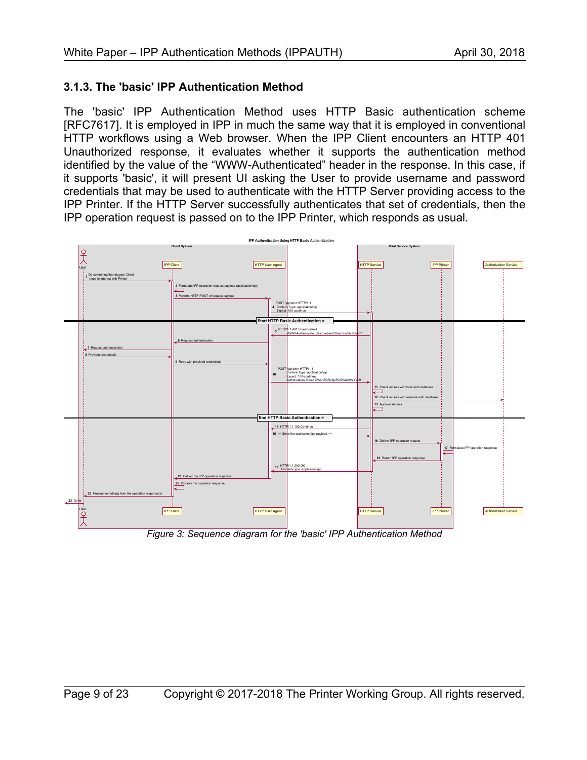### 3.1.3. The 'basic' IPP Authentication Method

The 'basic' IPP Authentication Method uses HTTP Basic authentication scheme [RFC7617]. It is employed in IPP in much the same way that it is employed in conventional HTTP workflows using a Web browser. When the IPP Client encounters an HTTP 401 Unauthorized response, it evaluates whether it supports the authentication method identified by the value of the “WWW-Authenticated” header in the response. In this case, if it supports 'basic', it will present UI asking the User to provide username and password credentials that may be used to authenticate with the HTTP Server providing access to the IPP Printer. If the HTTP Server successfully authenticates that set of credentials, then the IPP operation request is passed on to the IPP Printer, which responds as usual.

*Figure 3: Sequence diagram for the 'basic' IPP Authentication Method*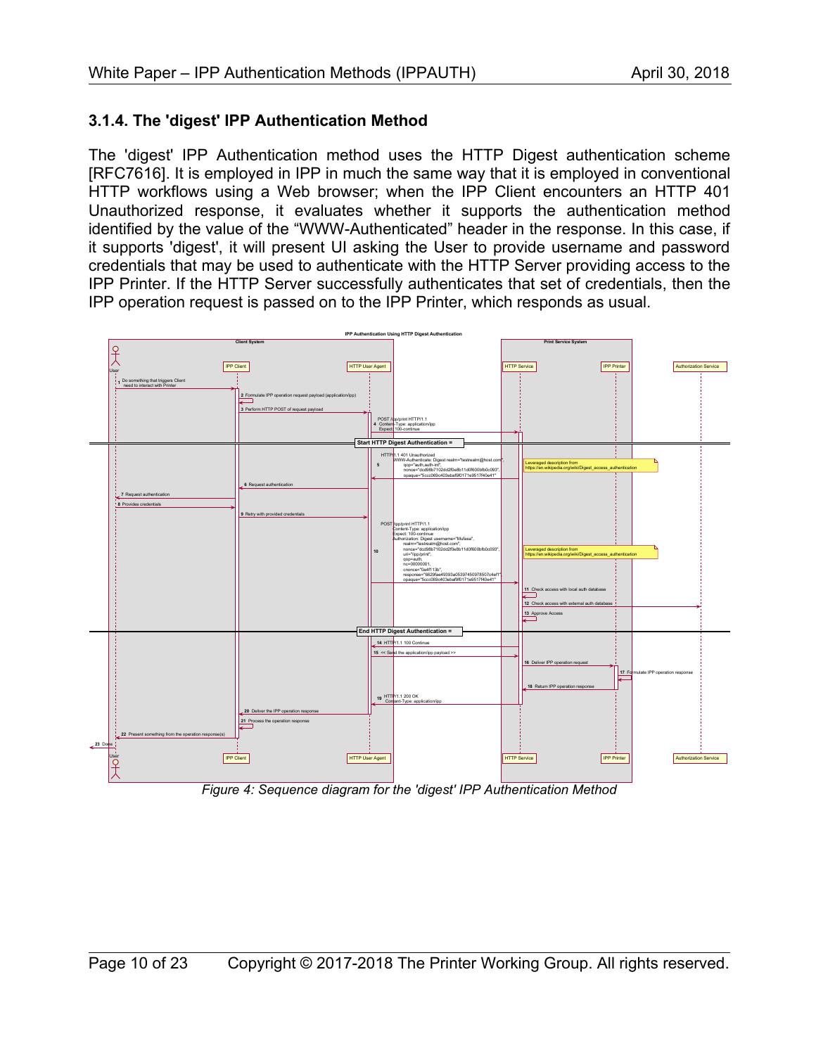### 3.1.4. The 'digest' IPP Authentication Method

The 'digest' IPP Authentication method uses the HTTP Digest authentication scheme [RFC7616]. It is employed in IPP in much the same way that it is employed in conventional HTTP workflows using a Web browser; when the IPP Client encounters an HTTP 401 Unauthorized response, it evaluates whether it supports the authentication method identified by the value of the “WWW-Authenticated” header in the response. In this case, if it supports 'digest', it will present UI asking the User to provide username and password credentials that may be used to authenticate with the HTTP Server providing access to the IPP Printer. If the HTTP Server successfully authenticates that set of credentials, then the IPP operation request is passed on to the IPP Printer, which responds as usual.

*Figure 4: Sequence diagram for the 'digest' IPP Authentication Method*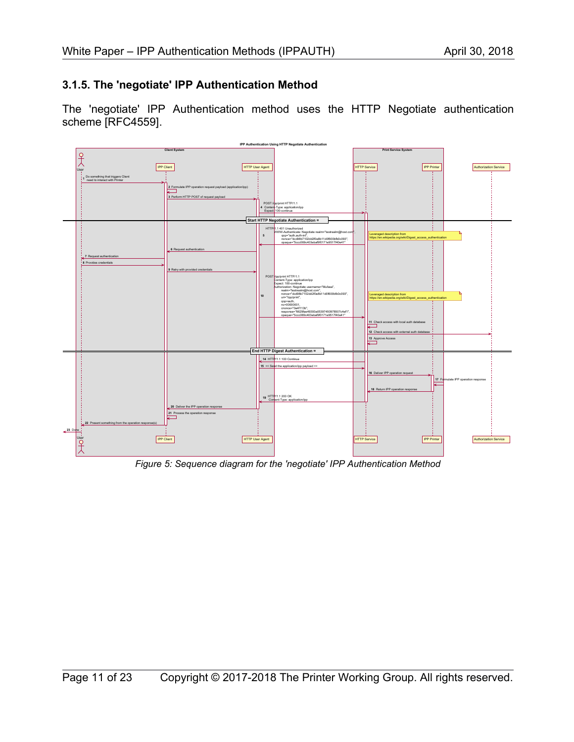### 3.1.5. The 'negotiate' IPP Authentication Method

The 'negotiate' IPP Authentication method uses the HTTP Negotiate authentication scheme [RFC4559].

*Figure 5: Sequence diagram for the 'negotiate' IPP Authentication Method*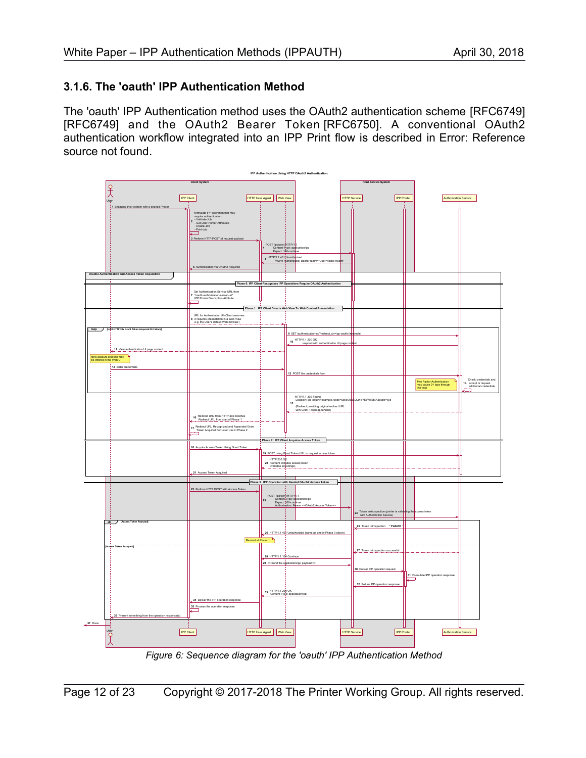### 3.1.6. The 'oauth' IPP Authentication Method

The 'oauth' IPP Authentication method uses the OAuth2 authentication scheme [RFC6749] [RFC6749] and the OAuth2 Bearer Token [RFC6750]. A conventional OAuth2 authentication workflow integrated into an IPP Print flow is described in Error: Reference source not found.

*Figure 6: Sequence diagram for the 'oauth' IPP Authentication Method*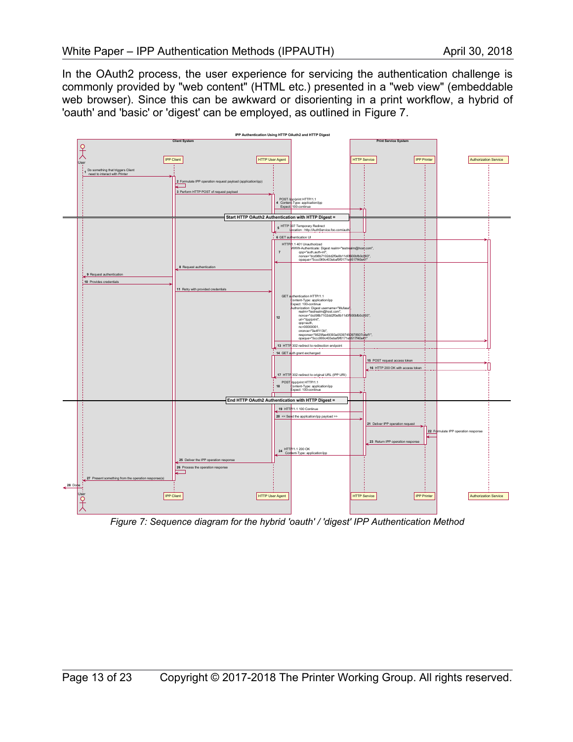In the OAuth2 process, the user experience for servicing the authentication challenge is commonly provided by "web content" (HTML etc.) presented in a "web view" (embeddable web browser). Since this can be awkward or disorienting in a print workflow, a hybrid of 'oauth' and 'basic' or 'digest' can be employed, as outlined in Figure 7.

*Figure 7: Sequence diagram for the hybrid 'oauth' / 'digest' IPP Authentication Method*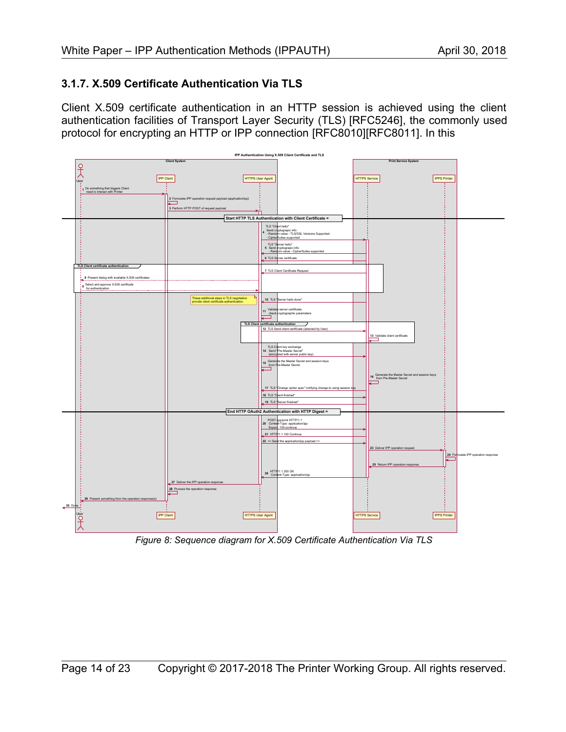### 3.1.7. X.509 Certificate Authentication Via TLS

Client X.509 certificate authentication in an HTTP session is achieved using the client authentication facilities of Transport Layer Security (TLS) [RFC5246], the commonly used protocol for encrypting an HTTP or IPP connection [RFC8010][RFC8011]. In this

*Figure 8: Sequence diagram for X.509 Certificate Authentication Via TLS*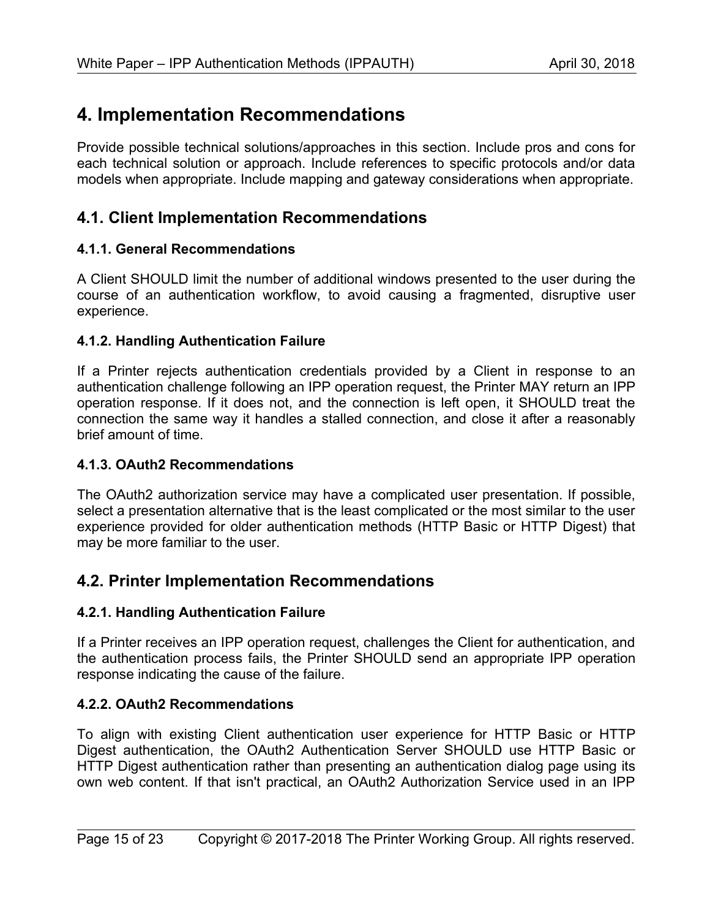# 4. Implementation Recommendations

Provide possible technical solutions/approaches in this section. Include pros and cons for each technical solution or approach. Include references to specific protocols and/or data models when appropriate. Include mapping and gateway considerations when appropriate.

## 4.1. Client Implementation Recommendations

### 4.1.1. General Recommendations

A Client SHOULD limit the number of additional windows presented to the user during the course of an authentication workflow, to avoid causing a fragmented, disruptive user experience.

### 4.1.2. Handling Authentication Failure

If a Printer rejects authentication credentials provided by a Client in response to an authentication challenge following an IPP operation request, the Printer MAY return an IPP operation response. If it does not, and the connection is left open, it SHOULD treat the connection the same way it handles a stalled connection, and close it after a reasonably brief amount of time.

### 4.1.3. OAuth2 Recommendations

The OAuth2 authorization service may have a complicated user presentation. If possible, select a presentation alternative that is the least complicated or the most similar to the user experience provided for older authentication methods (HTTP Basic or HTTP Digest) that may be more familiar to the user.

## 4.2. Printer Implementation Recommendations

### 4.2.1. Handling Authentication Failure

If a Printer receives an IPP operation request, challenges the Client for authentication, and the authentication process fails, the Printer SHOULD send an appropriate IPP operation response indicating the cause of the failure.

### 4.2.2. OAuth2 Recommendations

To align with existing Client authentication user experience for HTTP Basic or HTTP Digest authentication, the OAuth2 Authentication Server SHOULD use HTTP Basic or HTTP Digest authentication rather than presenting an authentication dialog page using its own web content. If that isn't practical, an OAuth2 Authorization Service used in an IPP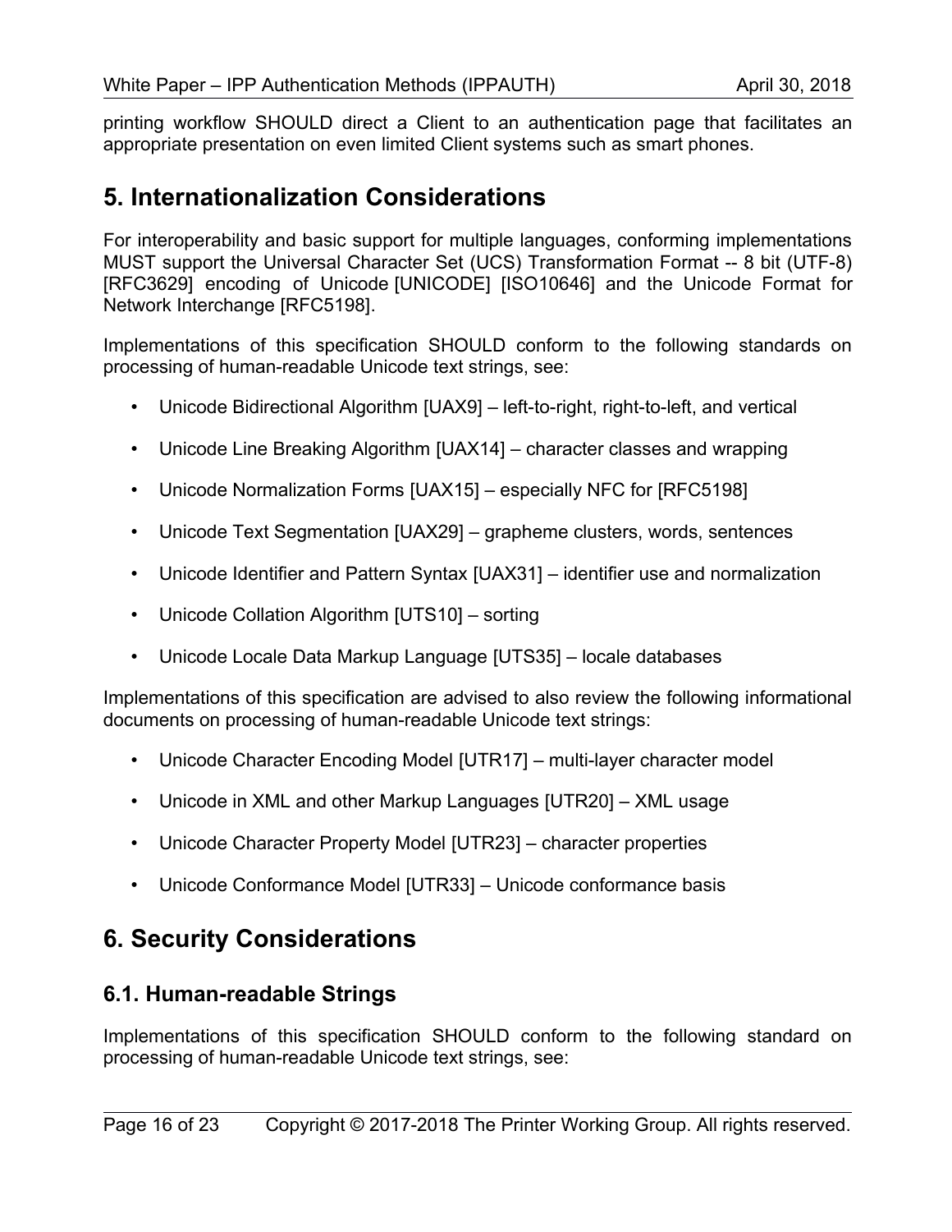printing workflow SHOULD direct a Client to an authentication page that facilitates an appropriate presentation on even limited Client systems such as smart phones.

# 5. Internationalization Considerations

For interoperability and basic support for multiple languages, conforming implementations MUST support the Universal Character Set (UCS) Transformation Format -- 8 bit (UTF-8) [RFC3629] encoding of Unicode [UNICODE] [ISO10646] and the Unicode Format for Network Interchange [RFC5198].

Implementations of this specification SHOULD conform to the following standards on processing of human-readable Unicode text strings, see:

- Unicode Bidirectional Algorithm [UAX9] – left-to-right, right-to-left, and vertical
- Unicode Line Breaking Algorithm [UAX14] – character classes and wrapping
- Unicode Normalization Forms [UAX15] – especially NFC for [RFC5198]
- Unicode Text Segmentation [UAX29] – grapheme clusters, words, sentences
- Unicode Identifier and Pattern Syntax [UAX31] – identifier use and normalization
- Unicode Collation Algorithm [UTS10] – sorting
- Unicode Locale Data Markup Language [UTS35] – locale databases

Implementations of this specification are advised to also review the following informational documents on processing of human-readable Unicode text strings:

- Unicode Character Encoding Model [UTR17] – multi-layer character model
- Unicode in XML and other Markup Languages [UTR20] – XML usage
- Unicode Character Property Model [UTR23] – character properties
- Unicode Conformance Model [UTR33] – Unicode conformance basis

# 6. Security Considerations

## 6.1. Human-readable Strings

Implementations of this specification SHOULD conform to the following standard on processing of human-readable Unicode text strings, see: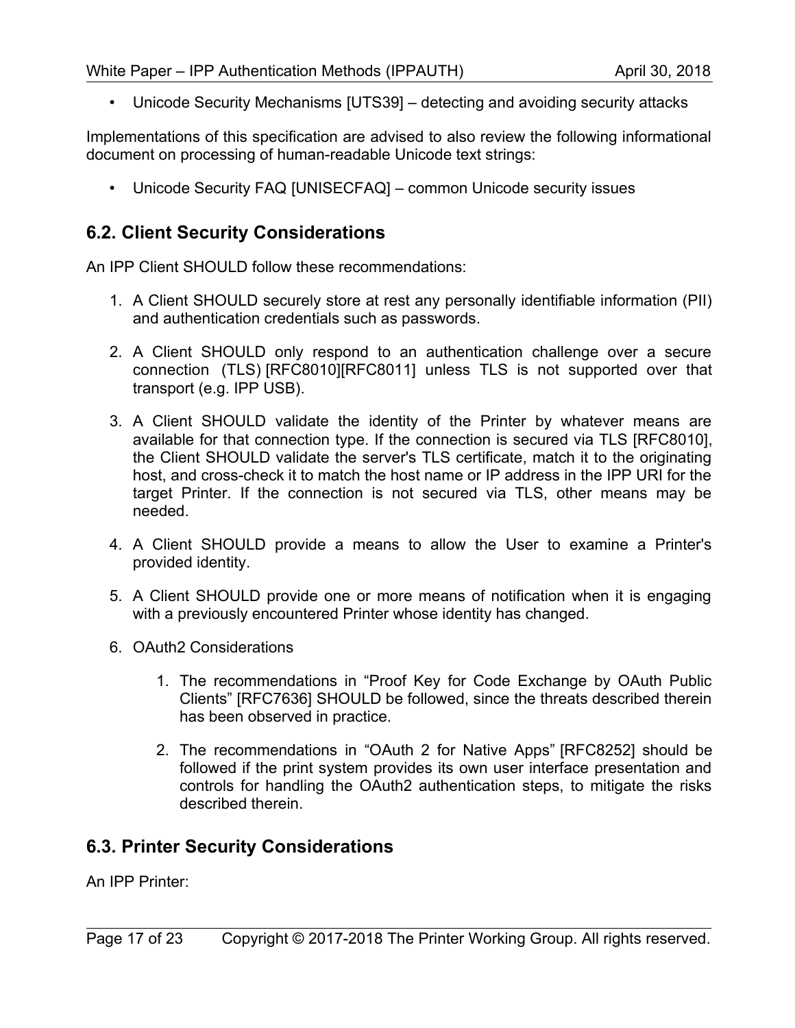- Unicode Security Mechanisms [UTS39] – detecting and avoiding security attacks

Implementations of this specification are advised to also review the following informational document on processing of human-readable Unicode text strings:

- Unicode Security FAQ [UNISECFAQ] – common Unicode security issues

## 6.2. Client Security Considerations

An IPP Client SHOULD follow these recommendations:

1. A Client SHOULD securely store at rest any personally identifiable information (PII) and authentication credentials such as passwords.
2. A Client SHOULD only respond to an authentication challenge over a secure connection (TLS) [RFC8010][RFC8011] unless TLS is not supported over that transport (e.g. IPP USB).
3. A Client SHOULD validate the identity of the Printer by whatever means are available for that connection type. If the connection is secured via TLS [RFC8010], the Client SHOULD validate the server's TLS certificate, match it to the originating host, and cross-check it to match the host name or IP address in the IPP URI for the target Printer. If the connection is not secured via TLS, other means may be needed.
4. A Client SHOULD provide a means to allow the User to examine a Printer's provided identity.
5. A Client SHOULD provide one or more means of notification when it is engaging with a previously encountered Printer whose identity has changed.
6. OAuth2 Considerations
    1. The recommendations in “Proof Key for Code Exchange by OAuth Public Clients” [RFC7636] SHOULD be followed, since the threats described therein has been observed in practice.
    2. The recommendations in “OAuth 2 for Native Apps” [RFC8252] should be followed if the print system provides its own user interface presentation and controls for handling the OAuth2 authentication steps, to mitigate the risks described therein.

## 6.3. Printer Security Considerations

An IPP Printer: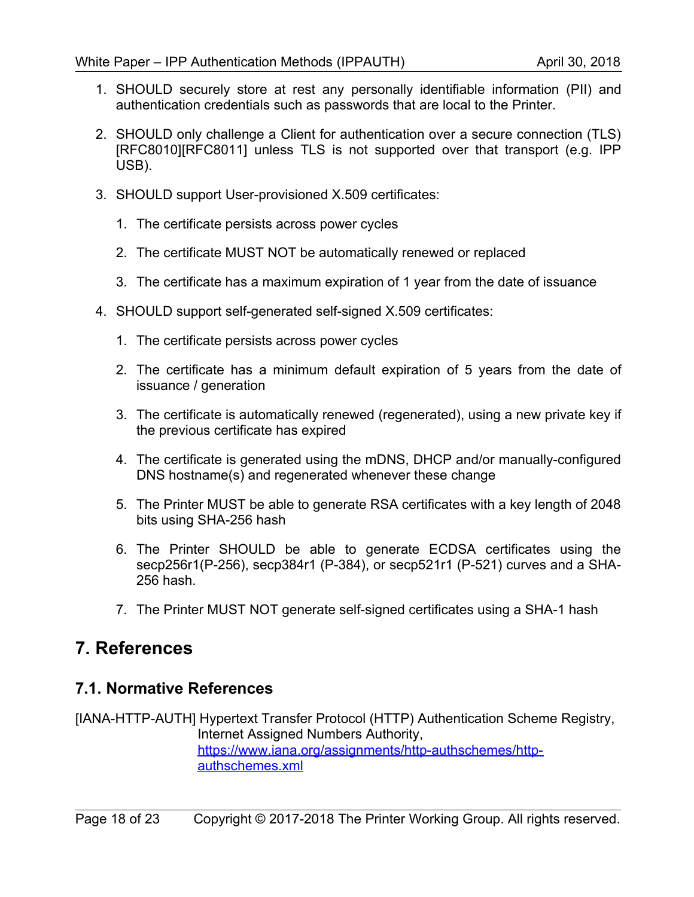1. SHOULD securely store at rest any personally identifiable information (PII) and authentication credentials such as passwords that are local to the Printer.

2. SHOULD only challenge a Client for authentication over a secure connection (TLS) [RFC8010][RFC8011] unless TLS is not supported over that transport (e.g. IPP USB).

3. SHOULD support User-provisioned X.509 certificates:

   1. The certificate persists across power cycles

   2. The certificate MUST NOT be automatically renewed or replaced

   3. The certificate has a maximum expiration of 1 year from the date of issuance

4. SHOULD support self-generated self-signed X.509 certificates:

   1. The certificate persists across power cycles

   2. The certificate has a minimum default expiration of 5 years from the date of issuance / generation

   3. The certificate is automatically renewed (regenerated), using a new private key if the previous certificate has expired

   4. The certificate is generated using the mDNS, DHCP and/or manually-configured DNS hostname(s) and regenerated whenever these change

   5. The Printer MUST be able to generate RSA certificates with a key length of 2048 bits using SHA-256 hash

   6. The Printer SHOULD be able to generate ECDSA certificates using the secp256r1(P-256), secp384r1 (P-384), or secp521r1 (P-521) curves and a SHA-256 hash.

   7. The Printer MUST NOT generate self-signed certificates using a SHA-1 hash

# 7. References

## 7.1. Normative References

[IANA-HTTP-AUTH] Hypertext Transfer Protocol (HTTP) Authentication Scheme Registry, Internet Assigned Numbers Authority, https://www.iana.org/assignments/http-authschemes/http-authschemes.xml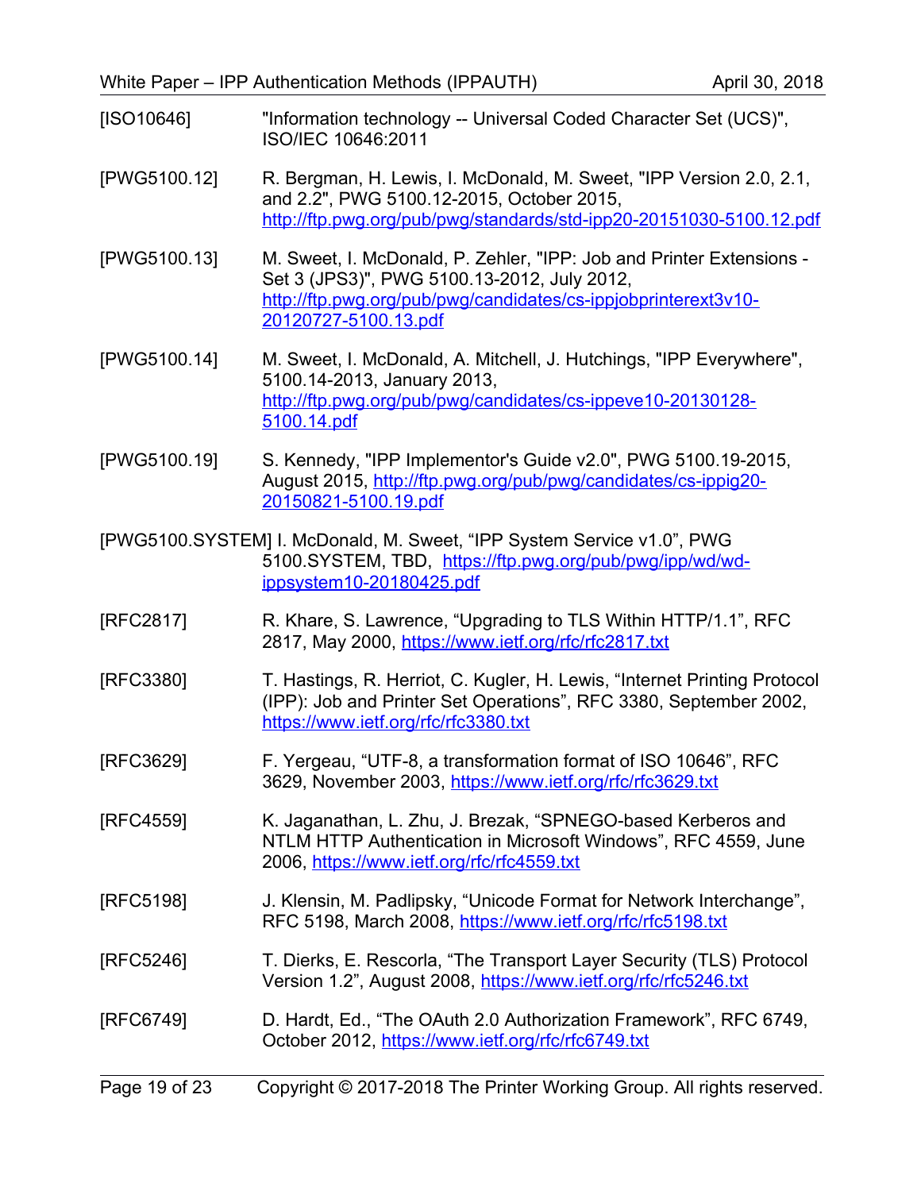[ISO10646] "Information technology -- Universal Coded Character Set (UCS)", ISO/IEC 10646:2011

[PWG5100.12] R. Bergman, H. Lewis, I. McDonald, M. Sweet, "IPP Version 2.0, 2.1, and 2.2", PWG 5100.12-2015, October 2015, http://ftp.pwg.org/pub/pwg/standards/std-ipp20-20151030-5100.12.pdf

[PWG5100.13] M. Sweet, I. McDonald, P. Zehler, "IPP: Job and Printer Extensions - Set 3 (JPS3)", PWG 5100.13-2012, July 2012, http://ftp.pwg.org/pub/pwg/candidates/cs-ippjobprinterext3v10-20120727-5100.13.pdf

[PWG5100.14] M. Sweet, I. McDonald, A. Mitchell, J. Hutchings, "IPP Everywhere", 5100.14-2013, January 2013, http://ftp.pwg.org/pub/pwg/candidates/cs-ippeve10-20130128-5100.14.pdf

[PWG5100.19] S. Kennedy, "IPP Implementor's Guide v2.0", PWG 5100.19-2015, August 2015, http://ftp.pwg.org/pub/pwg/candidates/cs-ippig20-20150821-5100.19.pdf

[PWG5100.SYSTEM] I. McDonald, M. Sweet, “IPP System Service v1.0”, PWG 5100.SYSTEM, TBD, https://ftp.pwg.org/pub/pwg/ipp/wd/wd-ippsystem10-20180425.pdf

[RFC2817] R. Khare, S. Lawrence, “Upgrading to TLS Within HTTP/1.1”, RFC 2817, May 2000, https://www.ietf.org/rfc/rfc2817.txt

[RFC3380] T. Hastings, R. Herriot, C. Kugler, H. Lewis, “Internet Printing Protocol (IPP): Job and Printer Set Operations”, RFC 3380, September 2002, https://www.ietf.org/rfc/rfc3380.txt

[RFC3629] F. Yergeau, “UTF-8, a transformation format of ISO 10646”, RFC 3629, November 2003, https://www.ietf.org/rfc/rfc3629.txt

[RFC4559] K. Jaganathan, L. Zhu, J. Brezak, “SPNEGO-based Kerberos and NTLM HTTP Authentication in Microsoft Windows”, RFC 4559, June 2006, https://www.ietf.org/rfc/rfc4559.txt

[RFC5198] J. Klensin, M. Padlipsky, “Unicode Format for Network Interchange”, RFC 5198, March 2008, https://www.ietf.org/rfc/rfc5198.txt

[RFC5246] T. Dierks, E. Rescorla, “The Transport Layer Security (TLS) Protocol Version 1.2”, August 2008, https://www.ietf.org/rfc/rfc5246.txt

[RFC6749] D. Hardt, Ed., “The OAuth 2.0 Authorization Framework”, RFC 6749, October 2012, https://www.ietf.org/rfc/rfc6749.txt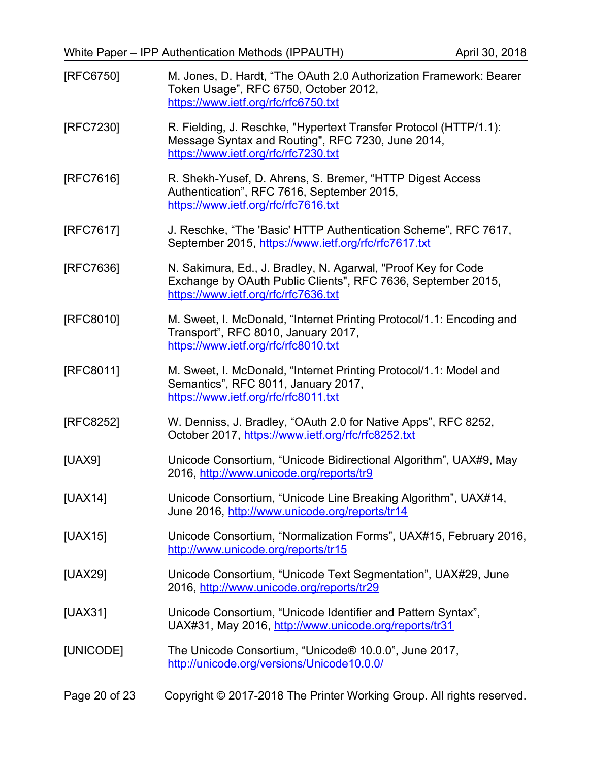[RFC6750] M. Jones, D. Hardt, “The OAuth 2.0 Authorization Framework: Bearer Token Usage”, RFC 6750, October 2012, https://www.ietf.org/rfc/rfc6750.txt

[RFC7230] R. Fielding, J. Reschke, "Hypertext Transfer Protocol (HTTP/1.1): Message Syntax and Routing", RFC 7230, June 2014, https://www.ietf.org/rfc/rfc7230.txt

[RFC7616] R. Shekh-Yusef, D. Ahrens, S. Bremer, “HTTP Digest Access Authentication”, RFC 7616, September 2015, https://www.ietf.org/rfc/rfc7616.txt

[RFC7617] J. Reschke, “The 'Basic' HTTP Authentication Scheme”, RFC 7617, September 2015, https://www.ietf.org/rfc/rfc7617.txt

[RFC7636] N. Sakimura, Ed., J. Bradley, N. Agarwal, "Proof Key for Code Exchange by OAuth Public Clients", RFC 7636, September 2015, https://www.ietf.org/rfc/rfc7636.txt

[RFC8010] M. Sweet, I. McDonald, “Internet Printing Protocol/1.1: Encoding and Transport”, RFC 8010, January 2017, https://www.ietf.org/rfc/rfc8010.txt

[RFC8011] M. Sweet, I. McDonald, “Internet Printing Protocol/1.1: Model and Semantics”, RFC 8011, January 2017, https://www.ietf.org/rfc/rfc8011.txt

[RFC8252] W. Denniss, J. Bradley, “OAuth 2.0 for Native Apps”, RFC 8252, October 2017, https://www.ietf.org/rfc/rfc8252.txt

[UAX9] Unicode Consortium, “Unicode Bidirectional Algorithm”, UAX#9, May 2016, http://www.unicode.org/reports/tr9

[UAX14] Unicode Consortium, “Unicode Line Breaking Algorithm”, UAX#14, June 2016, http://www.unicode.org/reports/tr14

[UAX15] Unicode Consortium, “Normalization Forms”, UAX#15, February 2016, http://www.unicode.org/reports/tr15

[UAX29] Unicode Consortium, “Unicode Text Segmentation”, UAX#29, June 2016, http://www.unicode.org/reports/tr29

[UAX31] Unicode Consortium, “Unicode Identifier and Pattern Syntax”, UAX#31, May 2016, http://www.unicode.org/reports/tr31

[UNICODE] The Unicode Consortium, “Unicode® 10.0.0”, June 2017, http://unicode.org/versions/Unicode10.0.0/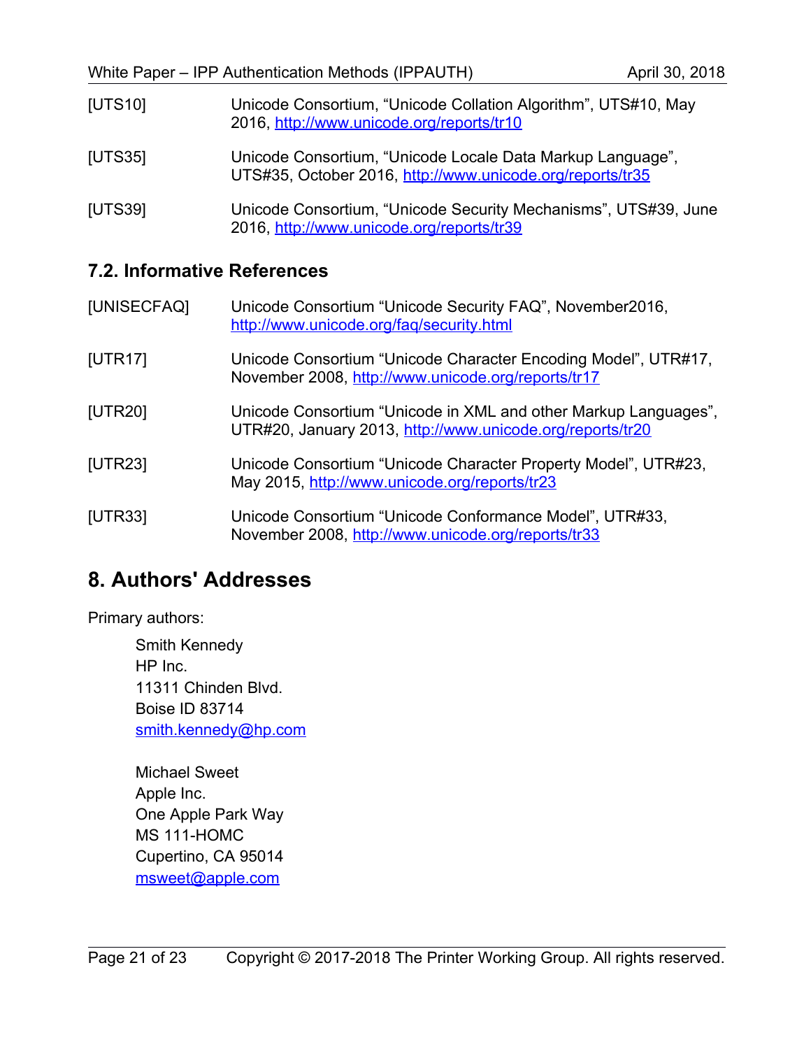[UTS10] Unicode Consortium, “Unicode Collation Algorithm”, UTS#10, May 2016, http://www.unicode.org/reports/tr10

[UTS35] Unicode Consortium, “Unicode Locale Data Markup Language”, UTS#35, October 2016, http://www.unicode.org/reports/tr35

[UTS39] Unicode Consortium, “Unicode Security Mechanisms”, UTS#39, June 2016, http://www.unicode.org/reports/tr39

### 7.2. Informative References

[UNISECFAQ] Unicode Consortium “Unicode Security FAQ”, November2016, http://www.unicode.org/faq/security.html

[UTR17] Unicode Consortium “Unicode Character Encoding Model”, UTR#17, November 2008, http://www.unicode.org/reports/tr17

[UTR20] Unicode Consortium “Unicode in XML and other Markup Languages”, UTR#20, January 2013, http://www.unicode.org/reports/tr20

[UTR23] Unicode Consortium “Unicode Character Property Model”, UTR#23, May 2015, http://www.unicode.org/reports/tr23

[UTR33] Unicode Consortium “Unicode Conformance Model”, UTR#33, November 2008, http://www.unicode.org/reports/tr33

## 8. Authors' Addresses

Primary authors:

Smith Kennedy
HP Inc.
11311 Chinden Blvd.
Boise ID 83714
smith.kennedy@hp.com

Michael Sweet
Apple Inc.
One Apple Park Way
MS 111-HOMC
Cupertino, CA 95014
msweet@apple.com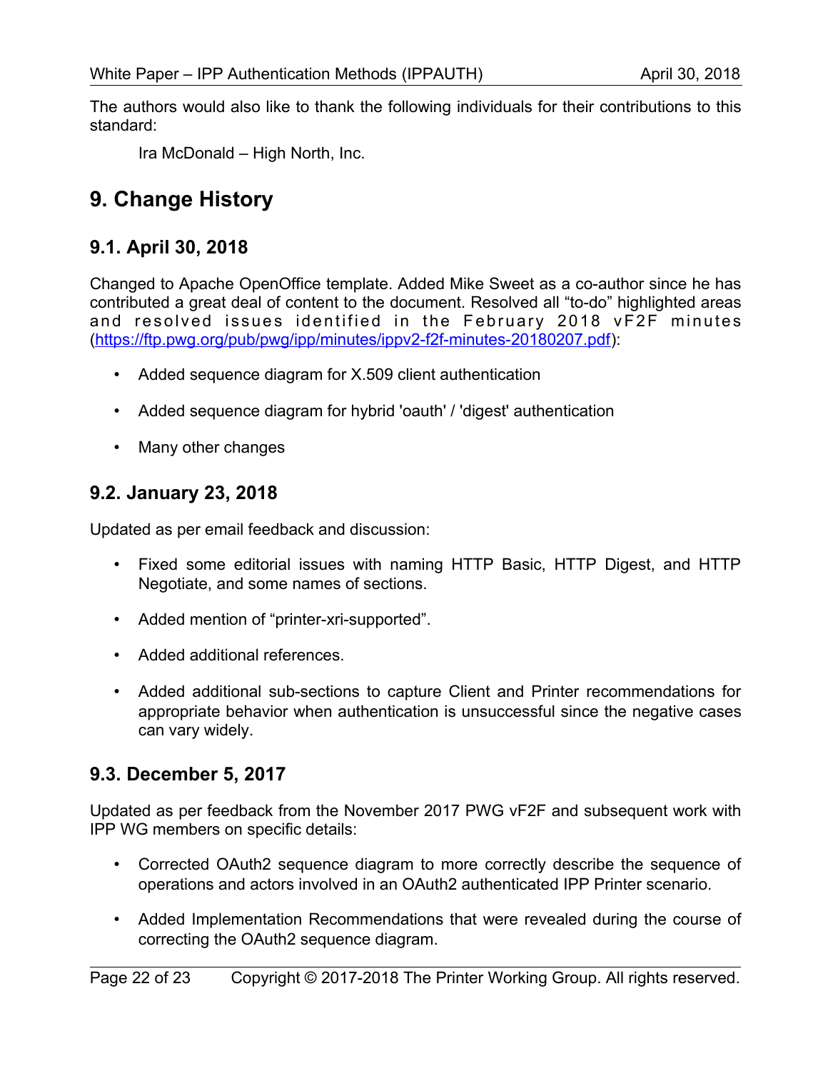The authors would also like to thank the following individuals for their contributions to this standard:

Ira McDonald – High North, Inc.

# 9. Change History

## 9.1. April 30, 2018

Changed to Apache OpenOffice template. Added Mike Sweet as a co-author since he has contributed a great deal of content to the document. Resolved all “to-do” highlighted areas and resolved issues identified in the February 2018 vF2F minutes (https://ftp.pwg.org/pub/pwg/ipp/minutes/ippv2-f2f-minutes-20180207.pdf):

- Added sequence diagram for X.509 client authentication
- Added sequence diagram for hybrid 'oauth' / 'digest' authentication
- Many other changes

## 9.2. January 23, 2018

Updated as per email feedback and discussion:

- Fixed some editorial issues with naming HTTP Basic, HTTP Digest, and HTTP Negotiate, and some names of sections.
- Added mention of “printer-xri-supported”.
- Added additional references.
- Added additional sub-sections to capture Client and Printer recommendations for appropriate behavior when authentication is unsuccessful since the negative cases can vary widely.

## 9.3. December 5, 2017

Updated as per feedback from the November 2017 PWG vF2F and subsequent work with IPP WG members on specific details:

- Corrected OAuth2 sequence diagram to more correctly describe the sequence of operations and actors involved in an OAuth2 authenticated IPP Printer scenario.
- Added Implementation Recommendations that were revealed during the course of correcting the OAuth2 sequence diagram.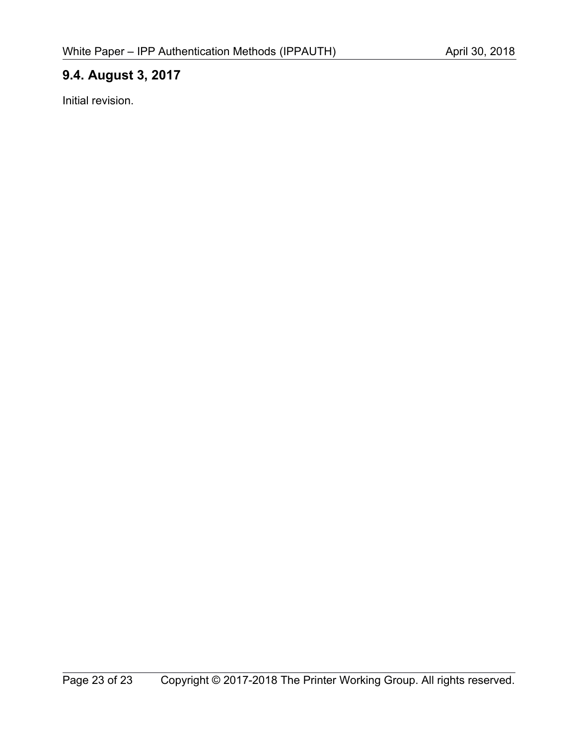## 9.4. August 3, 2017

Initial revision.